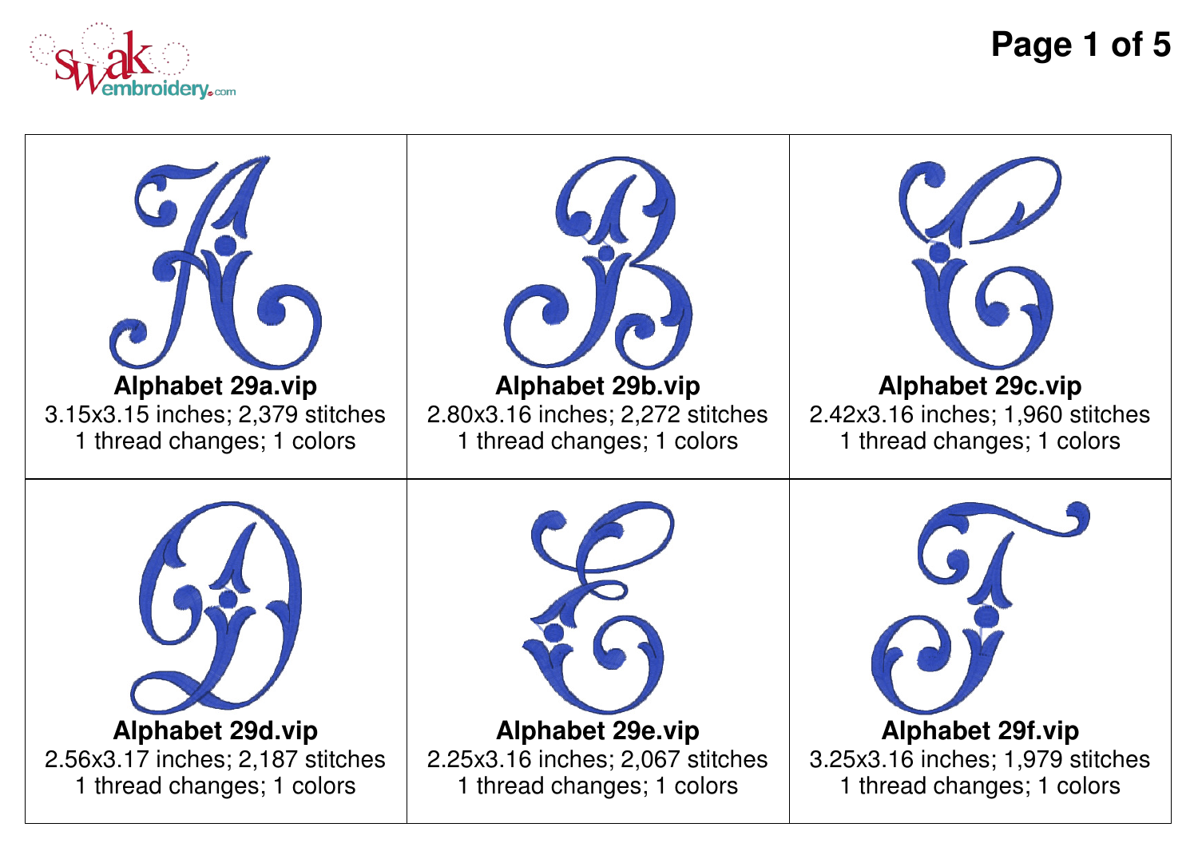| | | |
|---|---|---|
| **Alphabet 29a.vip**<br>3.15x3.15 inches; 2,379 stitches<br>1 thread changes; 1 colors | **Alphabet 29b.vip**<br>2.80x3.16 inches; 2,272 stitches<br>1 thread changes; 1 colors | **Alphabet 29c.vip**<br>2.42x3.16 inches; 1,960 stitches<br>1 thread changes; 1 colors |
| **Alphabet 29d.vip**<br>2.56x3.17 inches; 2,187 stitches<br>1 thread changes; 1 colors | **Alphabet 29e.vip**<br>2.25x3.16 inches; 2,067 stitches<br>1 thread changes; 1 colors | **Alphabet 29f.vip**<br>3.25x3.16 inches; 1,979 stitches<br>1 thread changes; 1 colors |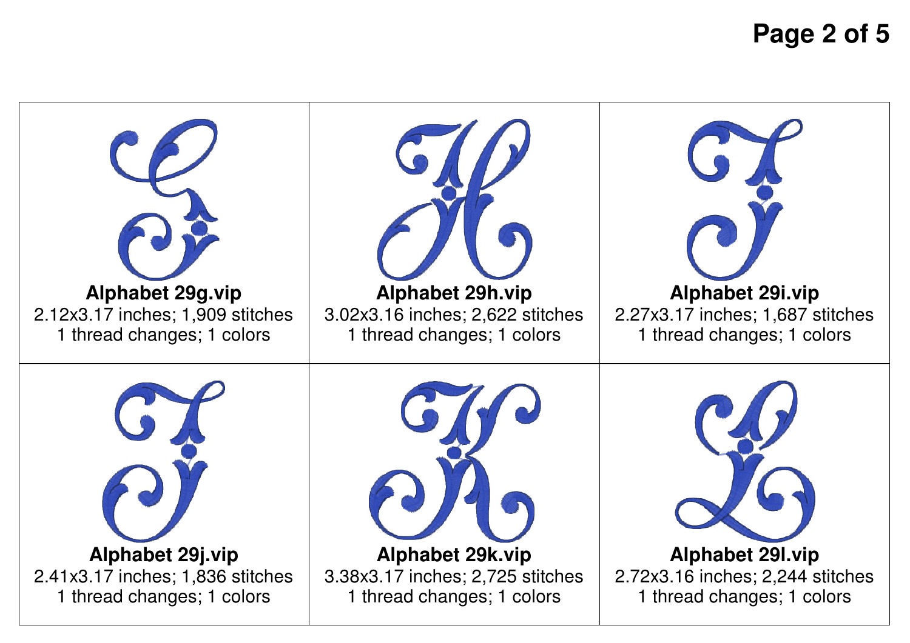| | | |
|---|---|---|
| **Alphabet 29g.vip**<br>2.12x3.17 inches; 1,909 stitches<br>1 thread changes; 1 colors | **Alphabet 29h.vip**<br>3.02x3.16 inches; 2,622 stitches<br>1 thread changes; 1 colors | **Alphabet 29i.vip**<br>2.27x3.17 inches; 1,687 stitches<br>1 thread changes; 1 colors |
| **Alphabet 29j.vip**<br>2.41x3.17 inches; 1,836 stitches<br>1 thread changes; 1 colors | **Alphabet 29k.vip**<br>3.38x3.17 inches; 2,725 stitches<br>1 thread changes; 1 colors | **Alphabet 29l.vip**<br>2.72x3.16 inches; 2,244 stitches<br>1 thread changes; 1 colors |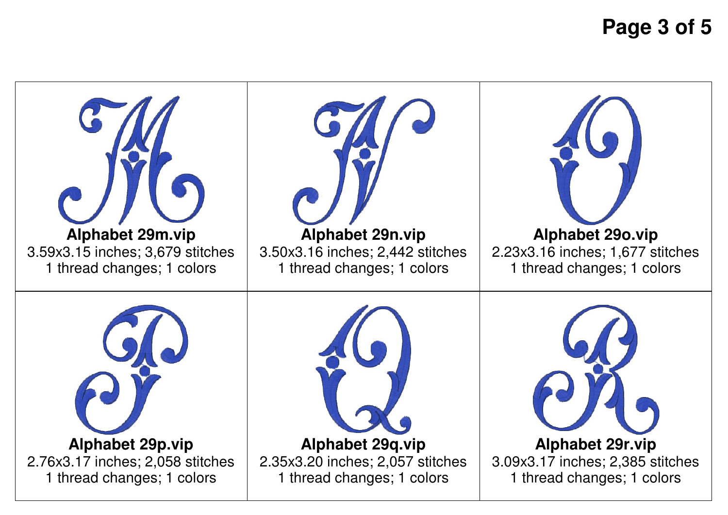| | | |
|---|---|---|
| **Alphabet 29m.vip**<br>3.59x3.15 inches; 3,679 stitches<br>1 thread changes; 1 colors | **Alphabet 29n.vip**<br>3.50x3.16 inches; 2,442 stitches<br>1 thread changes; 1 colors | **Alphabet 29o.vip**<br>2.23x3.16 inches; 1,677 stitches<br>1 thread changes; 1 colors |
| **Alphabet 29p.vip**<br>2.76x3.17 inches; 2,058 stitches<br>1 thread changes; 1 colors | **Alphabet 29q.vip**<br>2.35x3.20 inches; 2,057 stitches<br>1 thread changes; 1 colors | **Alphabet 29r.vip**<br>3.09x3.17 inches; 2,385 stitches<br>1 thread changes; 1 colors |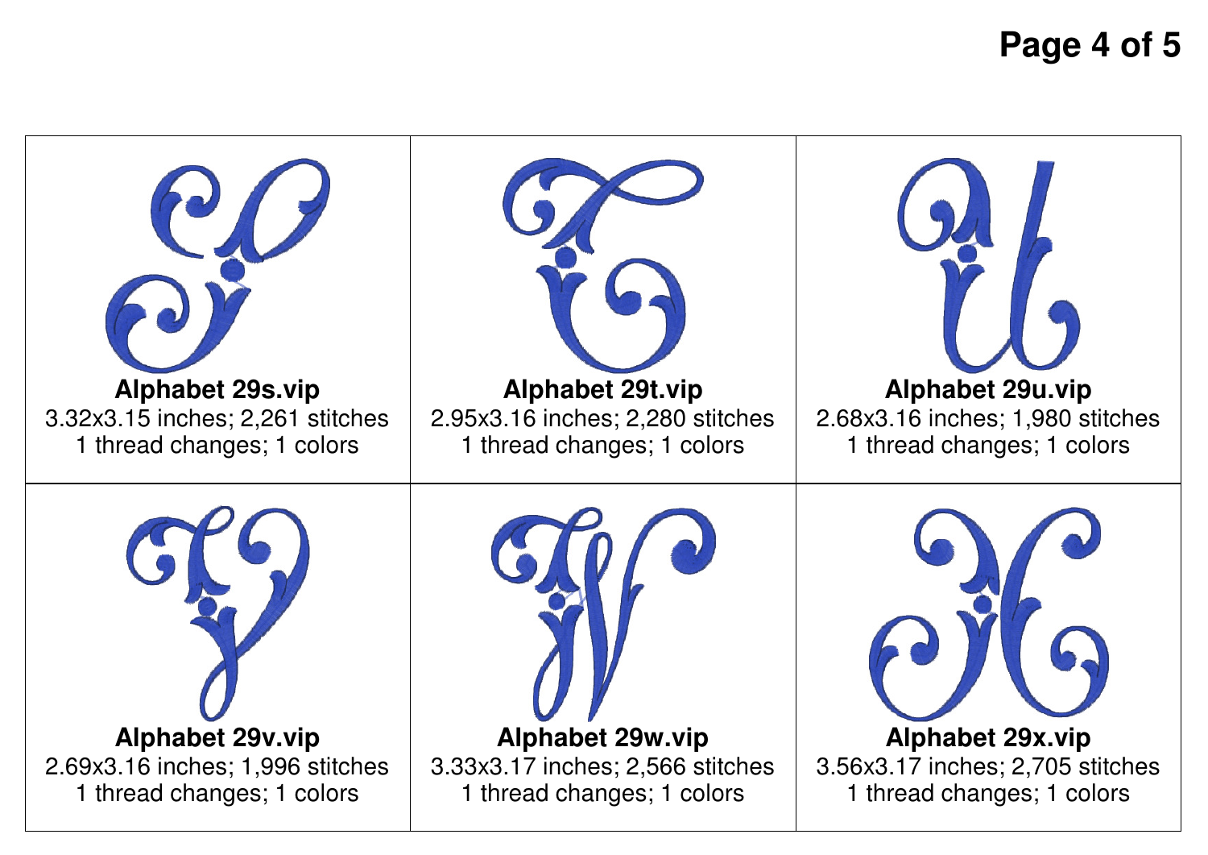| | | |
|---|---|---|
| **Alphabet 29s.vip**<br>3.32x3.15 inches; 2,261 stitches<br>1 thread changes; 1 colors | **Alphabet 29t.vip**<br>2.95x3.16 inches; 2,280 stitches<br>1 thread changes; 1 colors | **Alphabet 29u.vip**<br>2.68x3.16 inches; 1,980 stitches<br>1 thread changes; 1 colors |
| **Alphabet 29v.vip**<br>2.69x3.16 inches; 1,996 stitches<br>1 thread changes; 1 colors | **Alphabet 29w.vip**<br>3.33x3.17 inches; 2,566 stitches<br>1 thread changes; 1 colors | **Alphabet 29x.vip**<br>3.56x3.17 inches; 2,705 stitches<br>1 thread changes; 1 colors |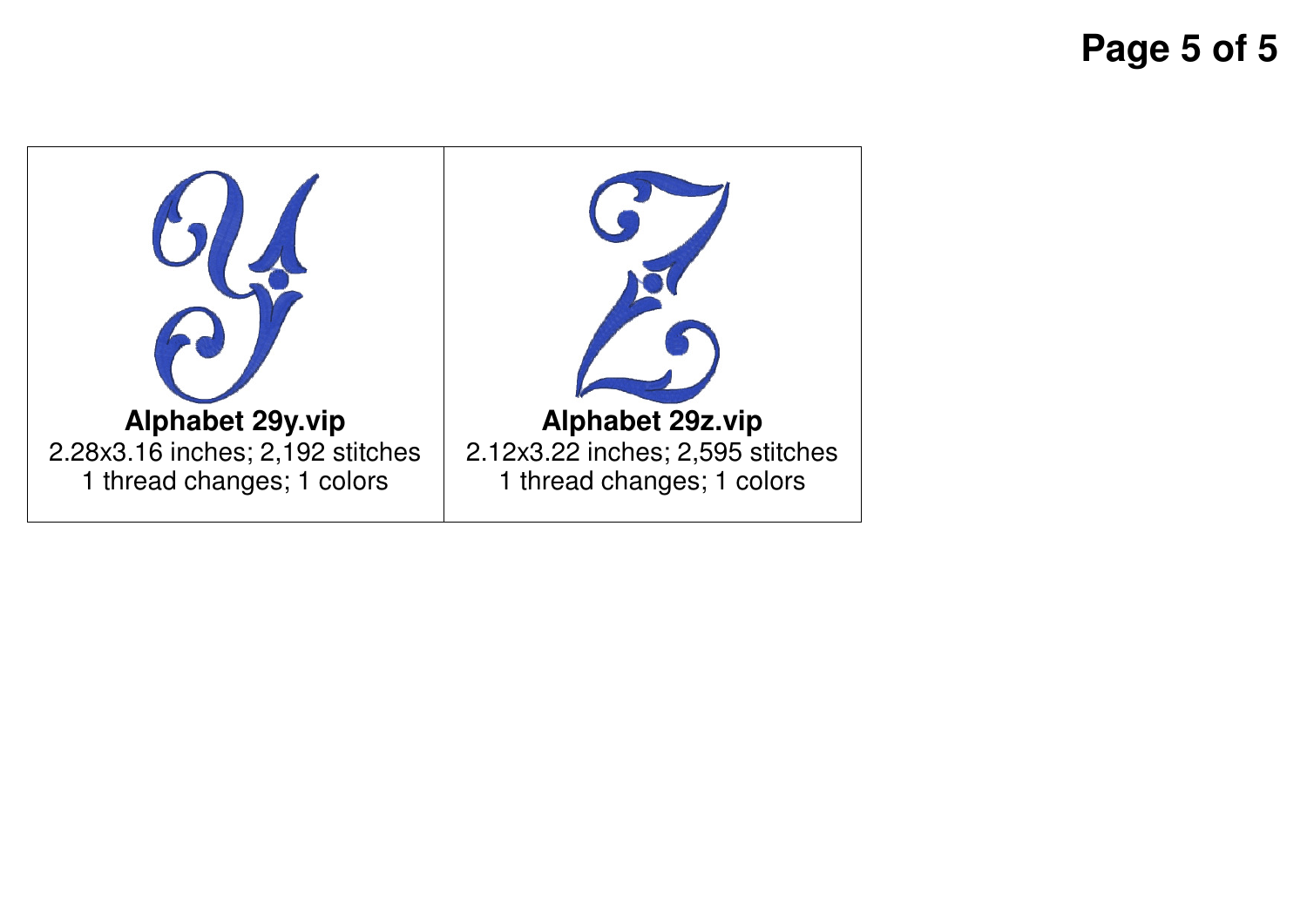| | |
|---|---|
| **Alphabet 29y.vip**<br>2.28x3.16 inches; 2,192 stitches<br>1 thread changes; 1 colors | **Alphabet 29z.vip**<br>2.12x3.22 inches; 2,595 stitches<br>1 thread changes; 1 colors |